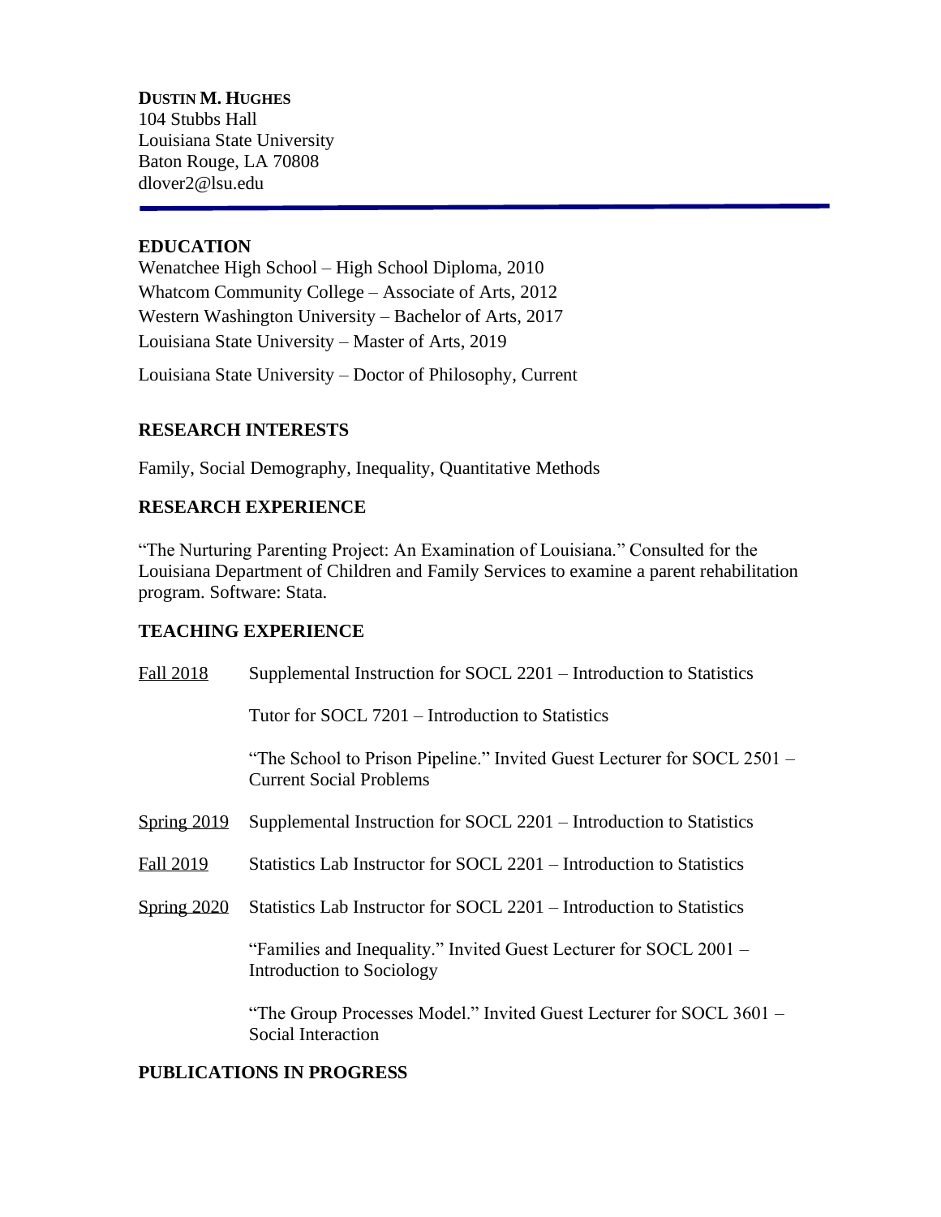**DUSTIN M. HUGHES**
104 Stubbs Hall
Louisiana State University
Baton Rouge, LA 70808
dlover2@lsu.edu

---

## EDUCATION

Wenatchee High School – High School Diploma, 2010
Whatcom Community College – Associate of Arts, 2012
Western Washington University – Bachelor of Arts, 2017
Louisiana State University – Master of Arts, 2019

Louisiana State University – Doctor of Philosophy, Current

## RESEARCH INTERESTS

Family, Social Demography, Inequality, Quantitative Methods

## RESEARCH EXPERIENCE

"The Nurturing Parenting Project: An Examination of Louisiana." Consulted for the Louisiana Department of Children and Family Services to examine a parent rehabilitation program. Software: Stata.

## TEACHING EXPERIENCE

**Fall 2018**

- Supplemental Instruction for SOCL 2201 – Introduction to Statistics
- Tutor for SOCL 7201 – Introduction to Statistics
- "The School to Prison Pipeline." Invited Guest Lecturer for SOCL 2501 – Current Social Problems

**Spring 2019**

- Supplemental Instruction for SOCL 2201 – Introduction to Statistics

**Fall 2019**

- Statistics Lab Instructor for SOCL 2201 – Introduction to Statistics

**Spring 2020**

- Statistics Lab Instructor for SOCL 2201 – Introduction to Statistics
- "Families and Inequality." Invited Guest Lecturer for SOCL 2001 – Introduction to Sociology
- "The Group Processes Model." Invited Guest Lecturer for SOCL 3601 – Social Interaction

## PUBLICATIONS IN PROGRESS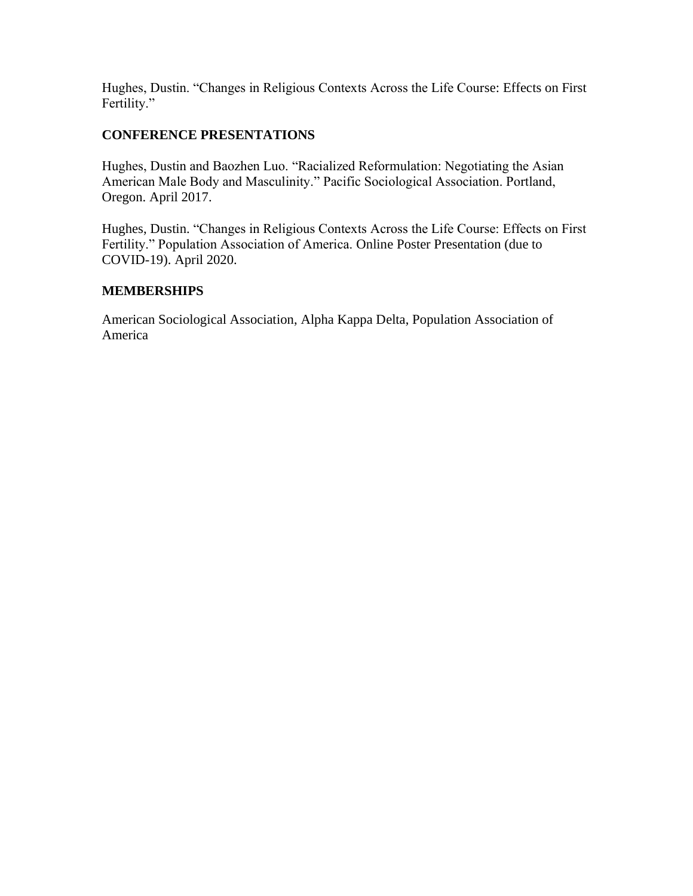Hughes, Dustin. "Changes in Religious Contexts Across the Life Course: Effects on First Fertility."

## CONFERENCE PRESENTATIONS

Hughes, Dustin and Baozhen Luo. "Racialized Reformulation: Negotiating the Asian American Male Body and Masculinity." Pacific Sociological Association. Portland, Oregon. April 2017.

Hughes, Dustin. "Changes in Religious Contexts Across the Life Course: Effects on First Fertility." Population Association of America. Online Poster Presentation (due to COVID-19). April 2020.

## MEMBERSHIPS

American Sociological Association, Alpha Kappa Delta, Population Association of America